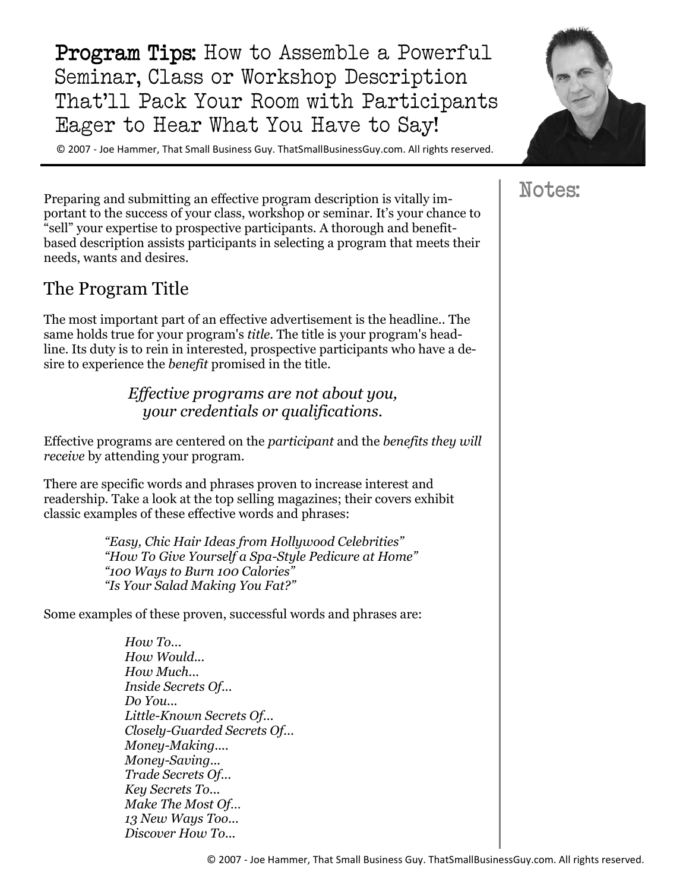# **Program Tips:** How to Assemble a Powerful Seminar, Class or Workshop Description That'll Pack Your Room with Participants Eager to Hear What You Have to Say!

© 2007 - Joe Hammer, That Small Business Guy. ThatSmallBusinessGuy.com. All rights reserved.

Notes:

Preparing and submitting an effective program description is vitally important to the success of your class, workshop or seminar. It's your chance to "sell" your expertise to prospective participants. A thorough and benefit-based description assists participants in selecting a program that meets their needs, wants and desires.

## The Program Title

The most important part of an effective advertisement is the headline.. The same holds true for your program's *title*. The title is your program's headline. Its duty is to rein in interested, prospective participants who have a desire to experience the *benefit* promised in the title.

*Effective programs are not about you, your credentials or qualifications.*

Effective programs are centered on the *participant* and the *benefits they will receive* by attending your program.

There are specific words and phrases proven to increase interest and readership. Take a look at the top selling magazines; their covers exhibit classic examples of these effective words and phrases:

*"Easy, Chic Hair Ideas from Hollywood Celebrities"*
*"How To Give Yourself a Spa-Style Pedicure at Home"*
*"100 Ways to Burn 100 Calories"*
*"Is Your Salad Making You Fat?"*

Some examples of these proven, successful words and phrases are:

*How To...*
*How Would...*
*How Much...*
*Inside Secrets Of...*
*Do You...*
*Little-Known Secrets Of...*
*Closely-Guarded Secrets Of...*
*Money-Making....*
*Money-Saving...*
*Trade Secrets Of...*
*Key Secrets To...*
*Make The Most Of...*
*13 New Ways Too...*
*Discover How To...*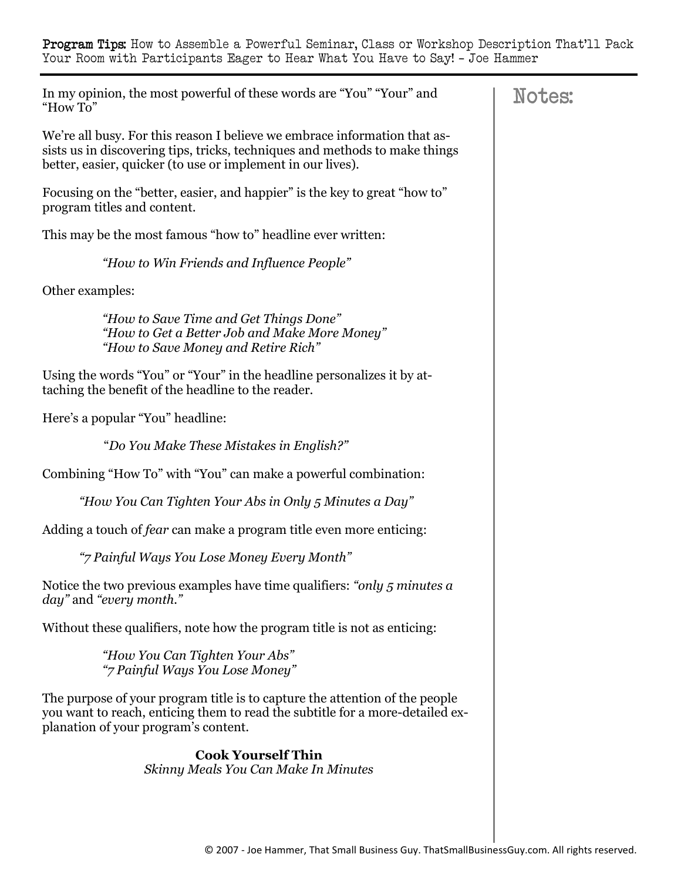In my opinion, the most powerful of these words are "You" "Your" and "How To"

We're all busy. For this reason I believe we embrace information that assists us in discovering tips, tricks, techniques and methods to make things better, easier, quicker (to use or implement in our lives).

Focusing on the "better, easier, and happier" is the key to great "how to" program titles and content.

This may be the most famous "how to" headline ever written:

> *"How to Win Friends and Influence People"*

Other examples:

> *"How to Save Time and Get Things Done"*
> *"How to Get a Better Job and Make More Money"*
> *"How to Save Money and Retire Rich"*

Using the words "You" or "Your" in the headline personalizes it by attaching the benefit of the headline to the reader.

Here's a popular "You" headline:

> *"Do You Make These Mistakes in English?"*

Combining "How To" with "You" can make a powerful combination:

> *"How You Can Tighten Your Abs in Only 5 Minutes a Day"*

Adding a touch of *fear* can make a program title even more enticing:

> *"7 Painful Ways You Lose Money Every Month"*

Notice the two previous examples have time qualifiers: *"only 5 minutes a day"* and *"every month."*

Without these qualifiers, note how the program title is not as enticing:

> *"How You Can Tighten Your Abs"*
> *"7 Painful Ways You Lose Money"*

The purpose of your program title is to capture the attention of the people you want to reach, enticing them to read the subtitle for a more-detailed explanation of your program's content.

**Cook Yourself Thin**
*Skinny Meals You Can Make In Minutes*

Notes: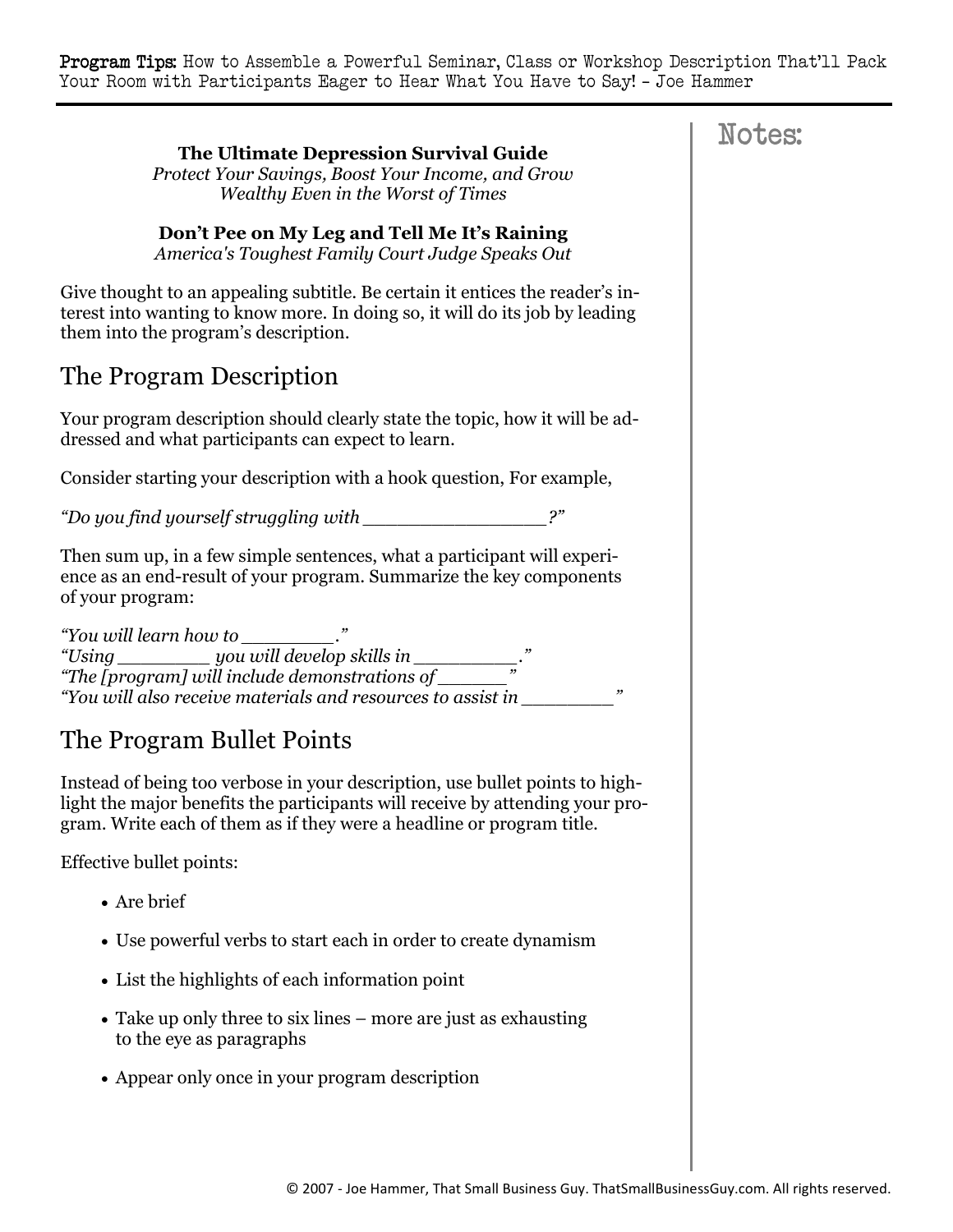**The Ultimate Depression Survival Guide**
*Protect Your Savings, Boost Your Income, and Grow Wealthy Even in the Worst of Times*

**Don't Pee on My Leg and Tell Me It's Raining**
*America's Toughest Family Court Judge Speaks Out*

Give thought to an appealing subtitle. Be certain it entices the reader's interest into wanting to know more. In doing so, it will do its job by leading them into the program's description.

## The Program Description

Your program description should clearly state the topic, how it will be addressed and what participants can expect to learn.

Consider starting your description with a hook question, For example,

*"Do you find yourself struggling with ________________?"*

Then sum up, in a few simple sentences, what a participant will experience as an end-result of your program. Summarize the key components of your program:

*"You will learn how to ________."*
*"Using ________ you will develop skills in _________."*
*"The [program] will include demonstrations of ______"*
*"You will also receive materials and resources to assist in ________"*

## The Program Bullet Points

Instead of being too verbose in your description, use bullet points to highlight the major benefits the participants will receive by attending your program. Write each of them as if they were a headline or program title.

Effective bullet points:

- Are brief
- Use powerful verbs to start each in order to create dynamism
- List the highlights of each information point
- Take up only three to six lines – more are just as exhausting to the eye as paragraphs
- Appear only once in your program description

Notes: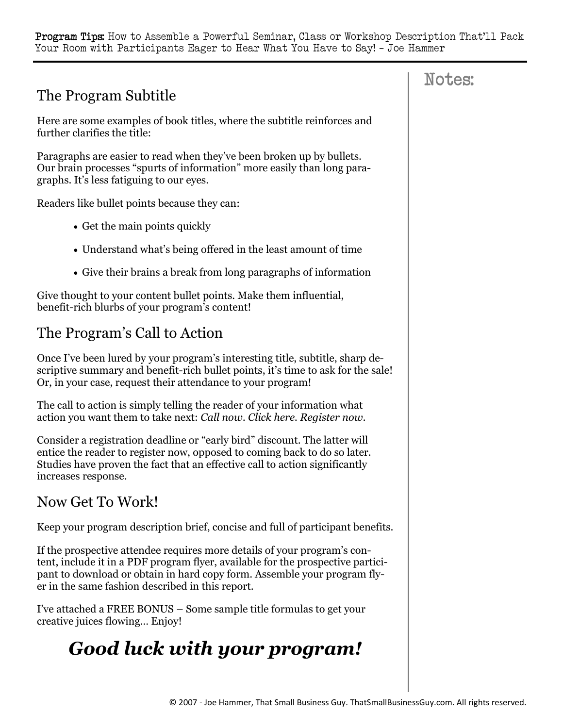## The Program Subtitle

Here are some examples of book titles, where the subtitle reinforces and further clarifies the title:

Paragraphs are easier to read when they've been broken up by bullets. Our brain processes "spurts of information" more easily than long paragraphs. It's less fatiguing to our eyes.

Readers like bullet points because they can:

- Get the main points quickly
- Understand what's being offered in the least amount of time
- Give their brains a break from long paragraphs of information

Give thought to your content bullet points. Make them influential, benefit-rich blurbs of your program's content!

## The Program's Call to Action

Once I've been lured by your program's interesting title, subtitle, sharp descriptive summary and benefit-rich bullet points, it's time to ask for the sale! Or, in your case, request their attendance to your program!

The call to action is simply telling the reader of your information what action you want them to take next: *Call now. Click here. Register now.*

Consider a registration deadline or "early bird" discount. The latter will entice the reader to register now, opposed to coming back to do so later. Studies have proven the fact that an effective call to action significantly increases response.

## Now Get To Work!

Keep your program description brief, concise and full of participant benefits.

If the prospective attendee requires more details of your program's content, include it in a PDF program flyer, available for the prospective participant to download or obtain in hard copy form. Assemble your program flyer in the same fashion described in this report.

I've attached a FREE BONUS – Some sample title formulas to get your creative juices flowing… Enjoy!

***Good luck with your program!***

Notes: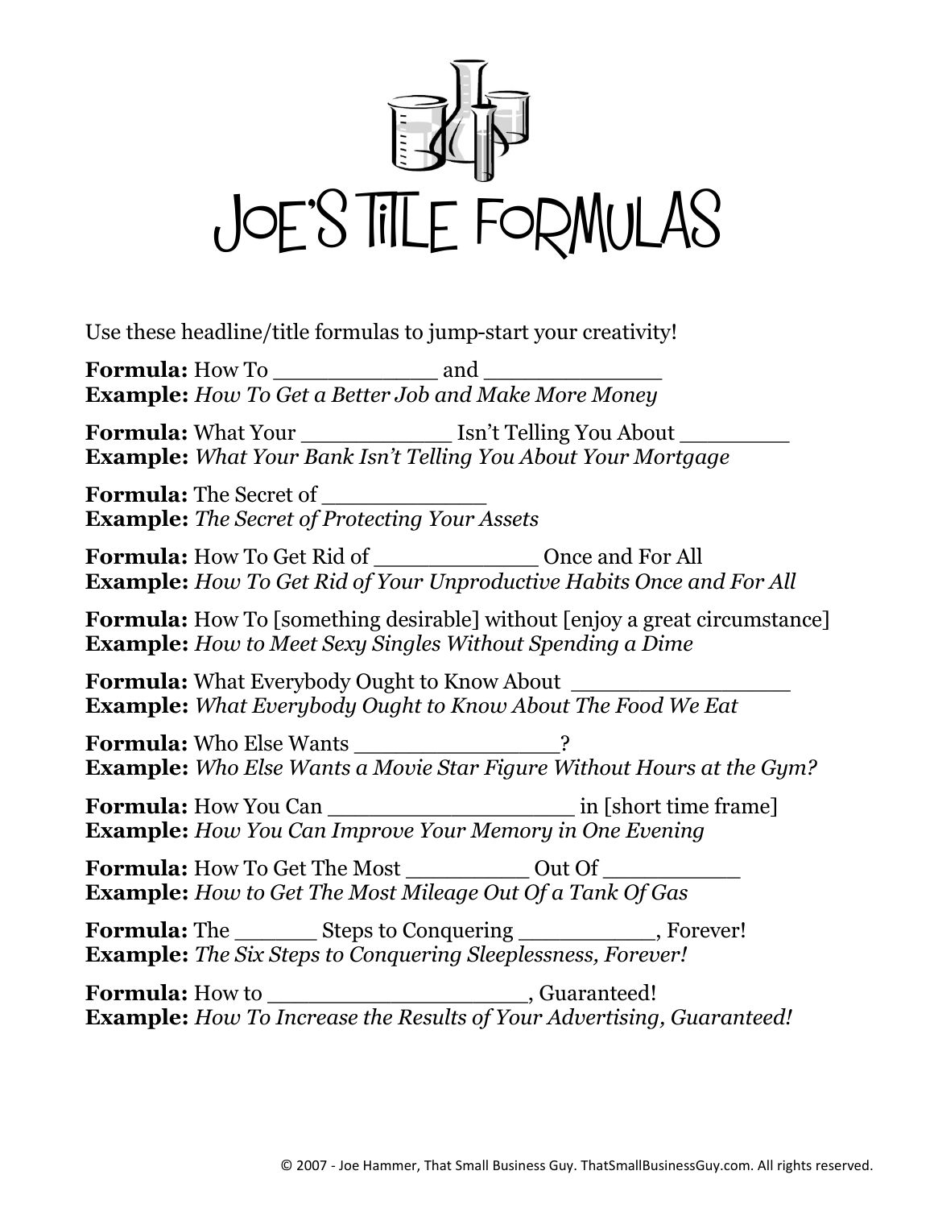# JOE'S TITLE FORMULAS

Use these headline/title formulas to jump-start your creativity!

**Formula:** How To ____________ and _____________
**Example:** *How To Get a Better Job and Make More Money*

**Formula:** What Your ___________ Isn't Telling You About ________
**Example:** *What Your Bank Isn't Telling You About Your Mortgage*

**Formula:** The Secret of ____________
**Example:** *The Secret of Protecting Your Assets*

**Formula:** How To Get Rid of ____________ Once and For All
**Example:** *How To Get Rid of Your Unproductive Habits Once and For All*

**Formula:** How To [something desirable] without [enjoy a great circumstance]
**Example:** *How to Meet Sexy Singles Without Spending a Dime*

**Formula:** What Everybody Ought to Know About ________________
**Example:** *What Everybody Ought to Know About The Food We Eat*

**Formula:** Who Else Wants _______________?
**Example:** *Who Else Wants a Movie Star Figure Without Hours at the Gym?*

**Formula:** How You Can __________________ in [short time frame]
**Example:** *How You Can Improve Your Memory in One Evening*

**Formula:** How To Get The Most _________ Out Of __________
**Example:** *How to Get The Most Mileage Out Of a Tank Of Gas*

**Formula:** The ______ Steps to Conquering __________, Forever!
**Example:** *The Six Steps to Conquering Sleeplessness, Forever!*

**Formula:** How to ___________________, Guaranteed!
**Example:** *How To Increase the Results of Your Advertising, Guaranteed!*

© 2007 - Joe Hammer, That Small Business Guy. ThatSmallBusinessGuy.com. All rights reserved.